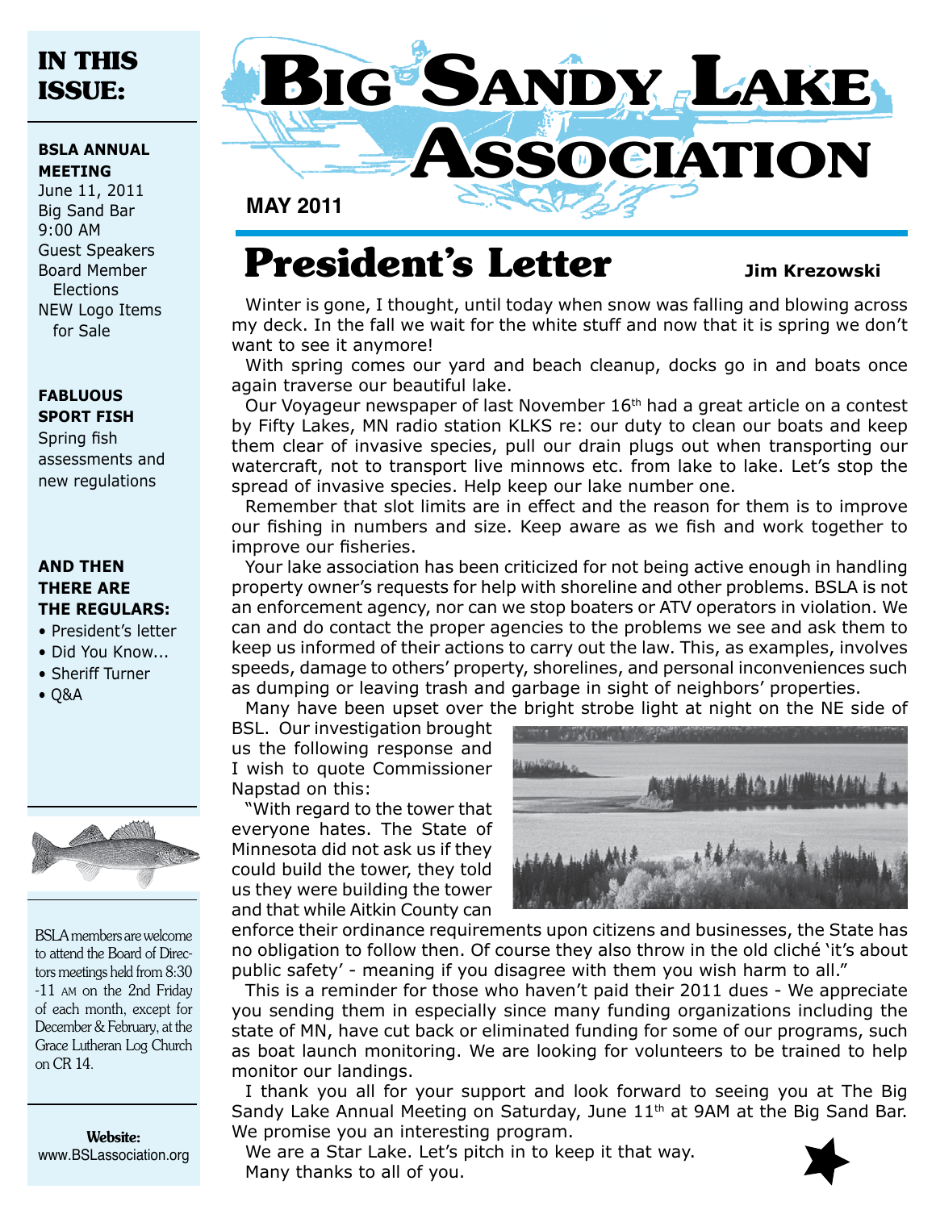# Big Sandy Lake Association

**MAY 2011**

## IN THIS ISSUE:

**BSLA ANNUAL MEETING**
June 11, 2011
Big Sand Bar
9:00 AM
Guest Speakers
Board Member Elections
NEW Logo Items for Sale

**FABLUOUS SPORT FISH**
Spring fish assessments and new regulations

**AND THEN THERE ARE THE REGULARS:**
- President's letter
- Did You Know...
- Sheriff Turner
- Q&A

BSLA members are welcome to attend the Board of Directors meetings held from 8:30 -11 AM on the 2nd Friday of each month, except for December & February, at the Grace Lutheran Log Church on CR 14.

**Website:**
www.BSLassociation.org

## President's Letter

**Jim Krezowski**

Winter is gone, I thought, until today when snow was falling and blowing across my deck. In the fall we wait for the white stuff and now that it is spring we don't want to see it anymore!

With spring comes our yard and beach cleanup, docks go in and boats once again traverse our beautiful lake.

Our Voyageur newspaper of last November 16th had a great article on a contest by Fifty Lakes, MN radio station KLKS re: our duty to clean our boats and keep them clear of invasive species, pull our drain plugs out when transporting our watercraft, not to transport live minnows etc. from lake to lake. Let's stop the spread of invasive species. Help keep our lake number one.

Remember that slot limits are in effect and the reason for them is to improve our fishing in numbers and size. Keep aware as we fish and work together to improve our fisheries.

Your lake association has been criticized for not being active enough in handling property owner's requests for help with shoreline and other problems. BSLA is not an enforcement agency, nor can we stop boaters or ATV operators in violation. We can and do contact the proper agencies to the problems we see and ask them to keep us informed of their actions to carry out the law. This, as examples, involves speeds, damage to others' property, shorelines, and personal inconveniences such as dumping or leaving trash and garbage in sight of neighbors' properties.

Many have been upset over the bright strobe light at night on the NE side of BSL. Our investigation brought us the following response and I wish to quote Commissioner Napstad on this:

"With regard to the tower that everyone hates. The State of Minnesota did not ask us if they could build the tower, they told us they were building the tower and that while Aitkin County can enforce their ordinance requirements upon citizens and businesses, the State has no obligation to follow then. Of course they also throw in the old cliché 'it's about public safety' - meaning if you disagree with them you wish harm to all."

This is a reminder for those who haven't paid their 2011 dues - We appreciate you sending them in especially since many funding organizations including the state of MN, have cut back or eliminated funding for some of our programs, such as boat launch monitoring. We are looking for volunteers to be trained to help monitor our landings.

I thank you all for your support and look forward to seeing you at The Big Sandy Lake Annual Meeting on Saturday, June 11th at 9AM at the Big Sand Bar. We promise you an interesting program.

We are a Star Lake. Let's pitch in to keep it that way.
Many thanks to all of you.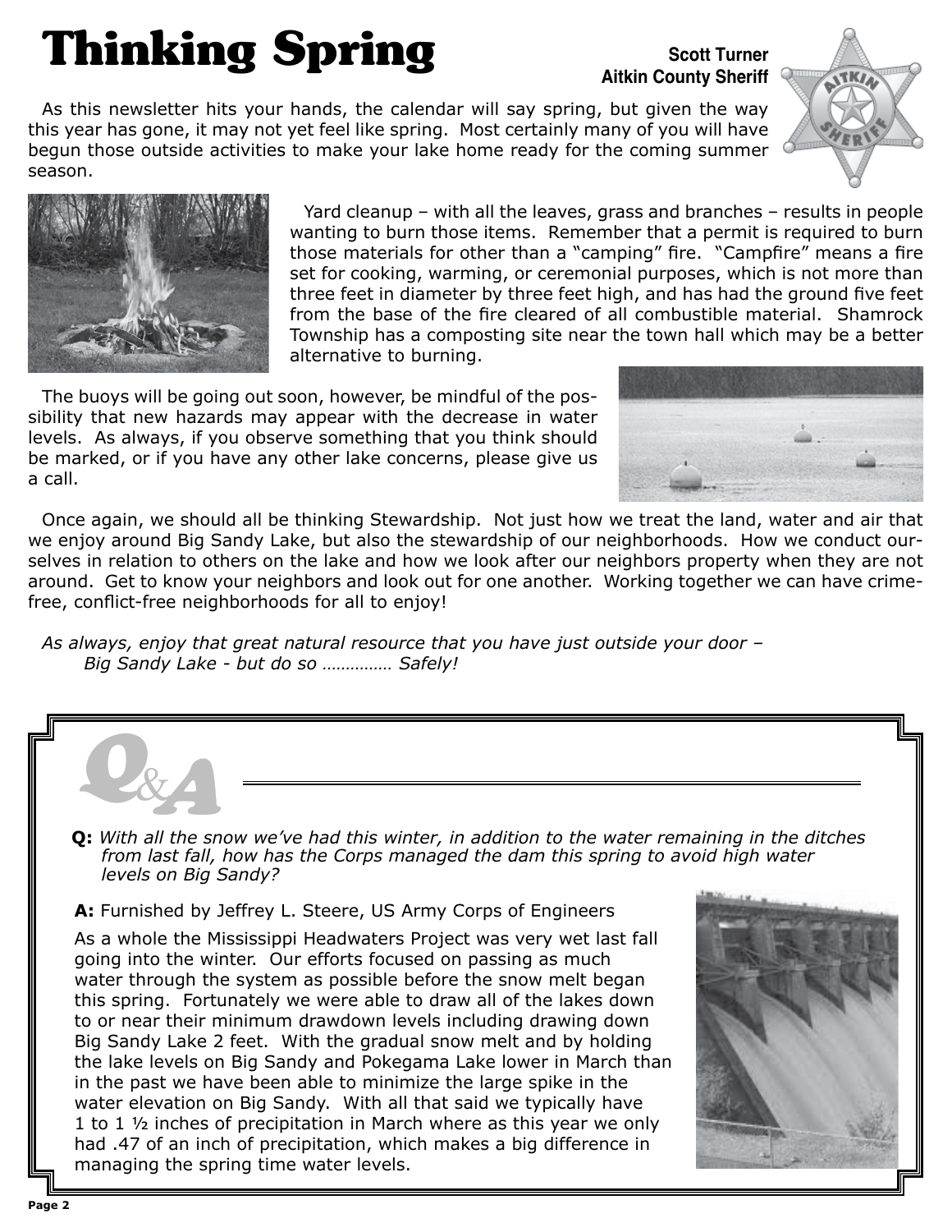# Thinking Spring

**Scott Turner**
**Aitkin County Sheriff**

As this newsletter hits your hands, the calendar will say spring, but given the way this year has gone, it may not yet feel like spring. Most certainly many of you will have begun those outside activities to make your lake home ready for the coming summer season.

Yard cleanup – with all the leaves, grass and branches – results in people wanting to burn those items. Remember that a permit is required to burn those materials for other than a "camping" fire. "Campfire" means a fire set for cooking, warming, or ceremonial purposes, which is not more than three feet in diameter by three feet high, and has had the ground five feet from the base of the fire cleared of all combustible material. Shamrock Township has a composting site near the town hall which may be a better alternative to burning.

The buoys will be going out soon, however, be mindful of the possibility that new hazards may appear with the decrease in water levels. As always, if you observe something that you think should be marked, or if you have any other lake concerns, please give us a call.

Once again, we should all be thinking Stewardship. Not just how we treat the land, water and air that we enjoy around Big Sandy Lake, but also the stewardship of our neighborhoods. How we conduct ourselves in relation to others on the lake and how we look after our neighbors property when they are not around. Get to know your neighbors and look out for one another. Working together we can have crime-free, conflict-free neighborhoods for all to enjoy!

*As always, enjoy that great natural resource that you have just outside your door – Big Sandy Lake - but do so …………… Safely!*

## Q&A

**Q:** *With all the snow we've had this winter, in addition to the water remaining in the ditches from last fall, how has the Corps managed the dam this spring to avoid high water levels on Big Sandy?*

**A:** Furnished by Jeffrey L. Steere, US Army Corps of Engineers

As a whole the Mississippi Headwaters Project was very wet last fall going into the winter. Our efforts focused on passing as much water through the system as possible before the snow melt began this spring. Fortunately we were able to draw all of the lakes down to or near their minimum drawdown levels including drawing down Big Sandy Lake 2 feet. With the gradual snow melt and by holding the lake levels on Big Sandy and Pokegama Lake lower in March than in the past we have been able to minimize the large spike in the water elevation on Big Sandy. With all that said we typically have 1 to 1 ½ inches of precipitation in March where as this year we only had .47 of an inch of precipitation, which makes a big difference in managing the spring time water levels.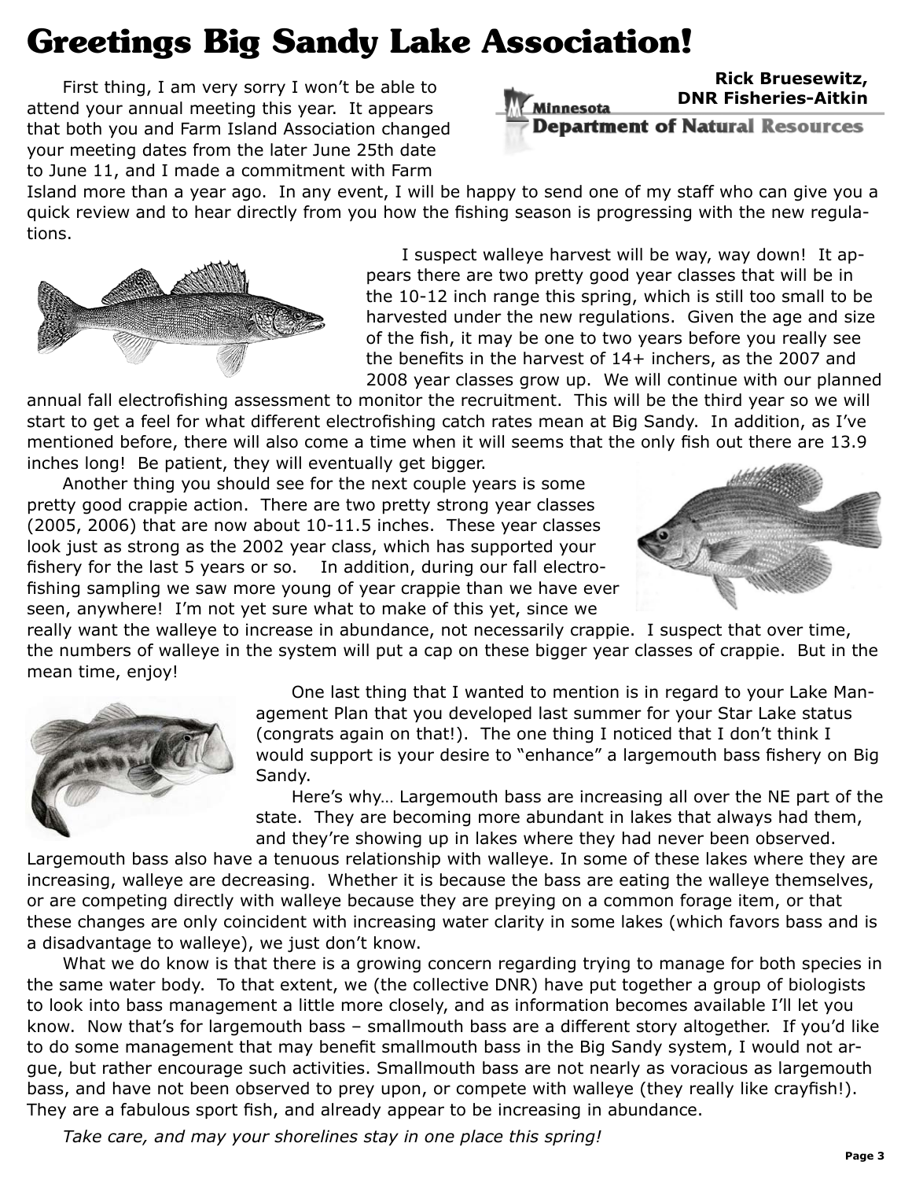# Greetings Big Sandy Lake Association!

**Rick Bruesewitz, DNR Fisheries-Aitkin**

Minnesota Department of Natural Resources

First thing, I am very sorry I won't be able to attend your annual meeting this year. It appears that both you and Farm Island Association changed your meeting dates from the later June 25th date to June 11, and I made a commitment with Farm Island more than a year ago. In any event, I will be happy to send one of my staff who can give you a quick review and to hear directly from you how the fishing season is progressing with the new regulations.

I suspect walleye harvest will be way, way down! It appears there are two pretty good year classes that will be in the 10-12 inch range this spring, which is still too small to be harvested under the new regulations. Given the age and size of the fish, it may be one to two years before you really see the benefits in the harvest of 14+ inchers, as the 2007 and 2008 year classes grow up. We will continue with our planned annual fall electrofishing assessment to monitor the recruitment. This will be the third year so we will start to get a feel for what different electrofishing catch rates mean at Big Sandy. In addition, as I've mentioned before, there will also come a time when it will seems that the only fish out there are 13.9 inches long! Be patient, they will eventually get bigger.

Another thing you should see for the next couple years is some pretty good crappie action. There are two pretty strong year classes (2005, 2006) that are now about 10-11.5 inches. These year classes look just as strong as the 2002 year class, which has supported your fishery for the last 5 years or so. In addition, during our fall electrofishing sampling we saw more young of year crappie than we have ever seen, anywhere! I'm not yet sure what to make of this yet, since we really want the walleye to increase in abundance, not necessarily crappie. I suspect that over time, the numbers of walleye in the system will put a cap on these bigger year classes of crappie. But in the mean time, enjoy!

One last thing that I wanted to mention is in regard to your Lake Management Plan that you developed last summer for your Star Lake status (congrats again on that!). The one thing I noticed that I don't think I would support is your desire to "enhance" a largemouth bass fishery on Big Sandy.

Here's why… Largemouth bass are increasing all over the NE part of the state. They are becoming more abundant in lakes that always had them, and they're showing up in lakes where they had never been observed. Largemouth bass also have a tenuous relationship with walleye. In some of these lakes where they are increasing, walleye are decreasing. Whether it is because the bass are eating the walleye themselves, or are competing directly with walleye because they are preying on a common forage item, or that these changes are only coincident with increasing water clarity in some lakes (which favors bass and is a disadvantage to walleye), we just don't know.

What we do know is that there is a growing concern regarding trying to manage for both species in the same water body. To that extent, we (the collective DNR) have put together a group of biologists to look into bass management a little more closely, and as information becomes available I'll let you know. Now that's for largemouth bass – smallmouth bass are a different story altogether. If you'd like to do some management that may benefit smallmouth bass in the Big Sandy system, I would not argue, but rather encourage such activities. Smallmouth bass are not nearly as voracious as largemouth bass, and have not been observed to prey upon, or compete with walleye (they really like crayfish!). They are a fabulous sport fish, and already appear to be increasing in abundance.

*Take care, and may your shorelines stay in one place this spring!*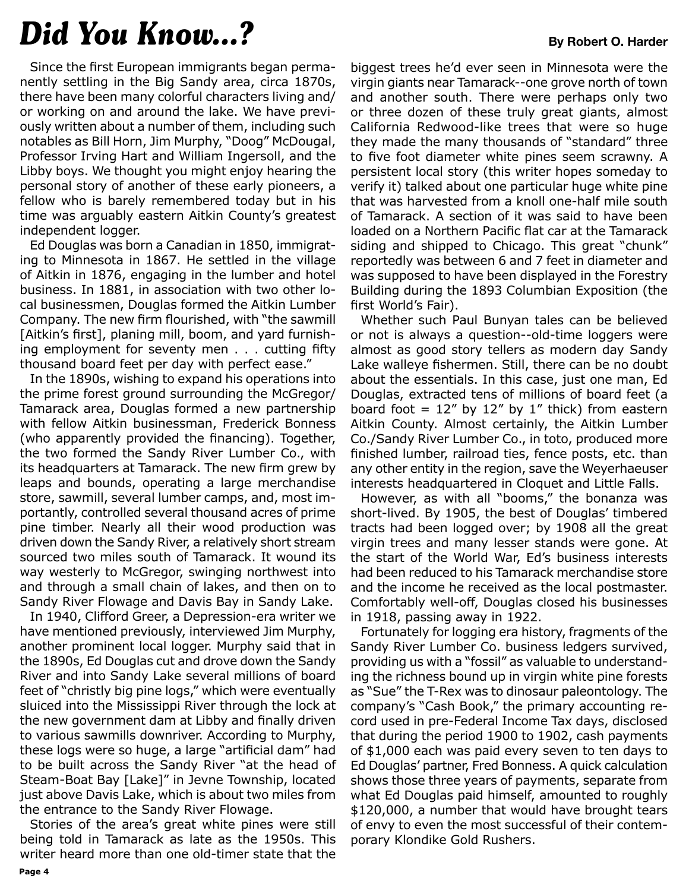# *Did You Know...?*

**By Robert O. Harder**

Since the first European immigrants began permanently settling in the Big Sandy area, circa 1870s, there have been many colorful characters living and/or working on and around the lake. We have previously written about a number of them, including such notables as Bill Horn, Jim Murphy, "Doog" McDougal, Professor Irving Hart and William Ingersoll, and the Libby boys. We thought you might enjoy hearing the personal story of another of these early pioneers, a fellow who is barely remembered today but in his time was arguably eastern Aitkin County's greatest independent logger.

Ed Douglas was born a Canadian in 1850, immigrating to Minnesota in 1867. He settled in the village of Aitkin in 1876, engaging in the lumber and hotel business. In 1881, in association with two other local businessmen, Douglas formed the Aitkin Lumber Company. The new firm flourished, with "the sawmill [Aitkin's first], planing mill, boom, and yard furnishing employment for seventy men . . . cutting fifty thousand board feet per day with perfect ease."

In the 1890s, wishing to expand his operations into the prime forest ground surrounding the McGregor/Tamarack area, Douglas formed a new partnership with fellow Aitkin businessman, Frederick Bonness (who apparently provided the financing). Together, the two formed the Sandy River Lumber Co., with its headquarters at Tamarack. The new firm grew by leaps and bounds, operating a large merchandise store, sawmill, several lumber camps, and, most importantly, controlled several thousand acres of prime pine timber. Nearly all their wood production was driven down the Sandy River, a relatively short stream sourced two miles south of Tamarack. It wound its way westerly to McGregor, swinging northwest into and through a small chain of lakes, and then on to Sandy River Flowage and Davis Bay in Sandy Lake.

In 1940, Clifford Greer, a Depression-era writer we have mentioned previously, interviewed Jim Murphy, another prominent local logger. Murphy said that in the 1890s, Ed Douglas cut and drove down the Sandy River and into Sandy Lake several millions of board feet of "christly big pine logs," which were eventually sluiced into the Mississippi River through the lock at the new government dam at Libby and finally driven to various sawmills downriver. According to Murphy, these logs were so huge, a large "artificial dam" had to be built across the Sandy River "at the head of Steam-Boat Bay [Lake]" in Jevne Township, located just above Davis Lake, which is about two miles from the entrance to the Sandy River Flowage.

Stories of the area's great white pines were still being told in Tamarack as late as the 1950s. This writer heard more than one old-timer state that the biggest trees he'd ever seen in Minnesota were the virgin giants near Tamarack--one grove north of town and another south. There were perhaps only two or three dozen of these truly great giants, almost California Redwood-like trees that were so huge they made the many thousands of "standard" three to five foot diameter white pines seem scrawny. A persistent local story (this writer hopes someday to verify it) talked about one particular huge white pine that was harvested from a knoll one-half mile south of Tamarack. A section of it was said to have been loaded on a Northern Pacific flat car at the Tamarack siding and shipped to Chicago. This great "chunk" reportedly was between 6 and 7 feet in diameter and was supposed to have been displayed in the Forestry Building during the 1893 Columbian Exposition (the first World's Fair).

Whether such Paul Bunyan tales can be believed or not is always a question--old-time loggers were almost as good story tellers as modern day Sandy Lake walleye fishermen. Still, there can be no doubt about the essentials. In this case, just one man, Ed Douglas, extracted tens of millions of board feet (a board foot = 12" by 12" by 1" thick) from eastern Aitkin County. Almost certainly, the Aitkin Lumber Co./Sandy River Lumber Co., in toto, produced more finished lumber, railroad ties, fence posts, etc. than any other entity in the region, save the Weyerhaeuser interests headquartered in Cloquet and Little Falls.

However, as with all "booms," the bonanza was short-lived. By 1905, the best of Douglas' timbered tracts had been logged over; by 1908 all the great virgin trees and many lesser stands were gone. At the start of the World War, Ed's business interests had been reduced to his Tamarack merchandise store and the income he received as the local postmaster. Comfortably well-off, Douglas closed his businesses in 1918, passing away in 1922.

Fortunately for logging era history, fragments of the Sandy River Lumber Co. business ledgers survived, providing us with a "fossil" as valuable to understanding the richness bound up in virgin white pine forests as "Sue" the T-Rex was to dinosaur paleontology. The company's "Cash Book," the primary accounting record used in pre-Federal Income Tax days, disclosed that during the period 1900 to 1902, cash payments of $1,000 each was paid every seven to ten days to Ed Douglas' partner, Fred Bonness. A quick calculation shows those three years of payments, separate from what Ed Douglas paid himself, amounted to roughly $120,000, a number that would have brought tears of envy to even the most successful of their contemporary Klondike Gold Rushers.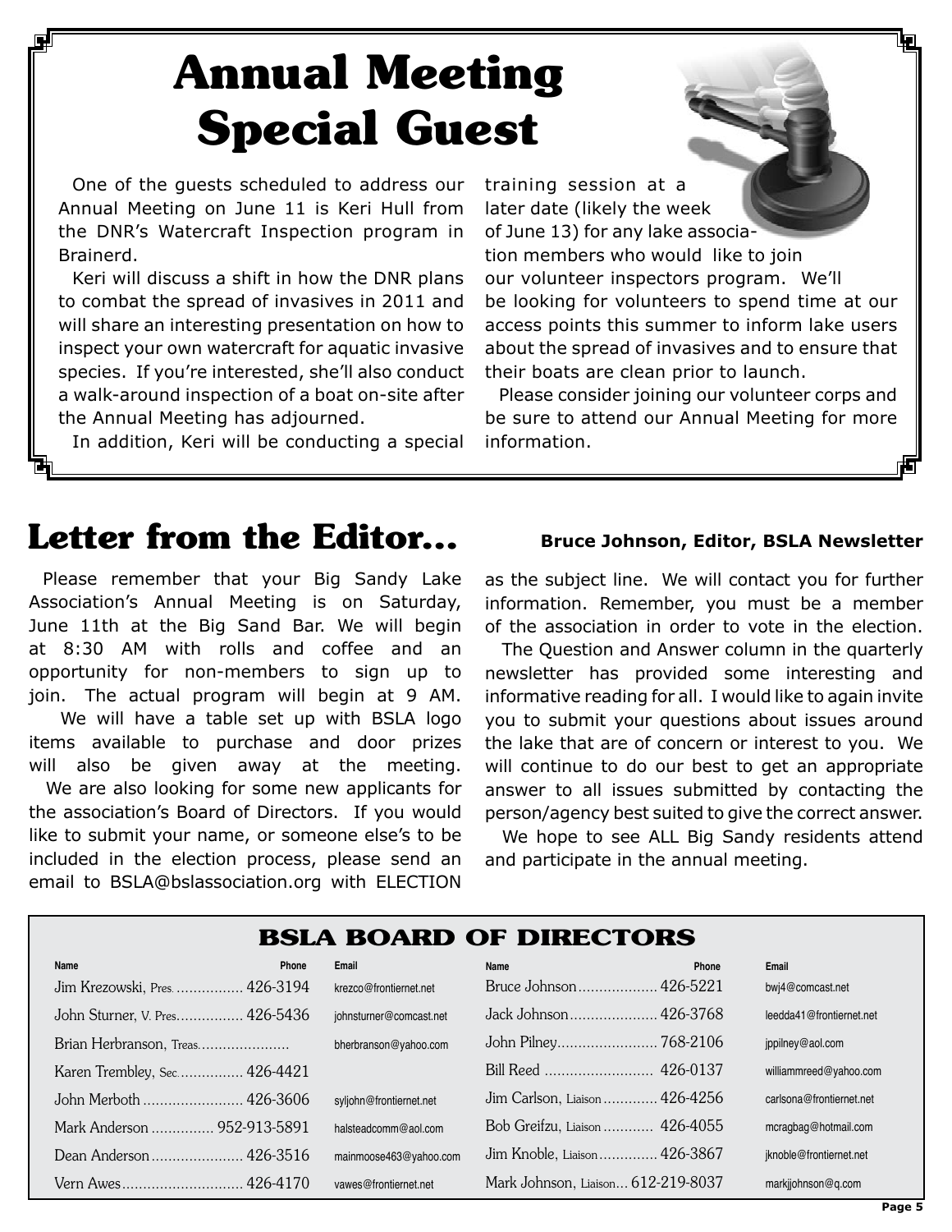# Annual Meeting Special Guest

One of the guests scheduled to address our Annual Meeting on June 11 is Keri Hull from the DNR's Watercraft Inspection program in Brainerd.

Keri will discuss a shift in how the DNR plans to combat the spread of invasives in 2011 and will share an interesting presentation on how to inspect your own watercraft for aquatic invasive species. If you're interested, she'll also conduct a walk-around inspection of a boat on-site after the Annual Meeting has adjourned.

In addition, Keri will be conducting a special training session at a later date (likely the week of June 13) for any lake association members who would like to join our volunteer inspectors program. We'll be looking for volunteers to spend time at our access points this summer to inform lake users about the spread of invasives and to ensure that their boats are clean prior to launch.

Please consider joining our volunteer corps and be sure to attend our Annual Meeting for more information.

# Letter from the Editor...

**Bruce Johnson, Editor, BSLA Newsletter**

Please remember that your Big Sandy Lake Association's Annual Meeting is on Saturday, June 11th at the Big Sand Bar. We will begin at 8:30 AM with rolls and coffee and an opportunity for non-members to sign up to join. The actual program will begin at 9 AM.

We will have a table set up with BSLA logo items available to purchase and door prizes will also be given away at the meeting.

We are also looking for some new applicants for the association's Board of Directors. If you would like to submit your name, or someone else's to be included in the election process, please send an email to BSLA@bslassociation.org with ELECTION as the subject line. We will contact you for further information. Remember, you must be a member of the association in order to vote in the election.

The Question and Answer column in the quarterly newsletter has provided some interesting and informative reading for all. I would like to again invite you to submit your questions about issues around the lake that are of concern or interest to you. We will continue to do our best to get an appropriate answer to all issues submitted by contacting the person/agency best suited to give the correct answer.

We hope to see ALL Big Sandy residents attend and participate in the annual meeting.

## BSLA BOARD OF DIRECTORS

| Name | Phone | Email | Name | Phone | Email |
|---|---|---|---|---|---|
| Jim Krezowski, Pres. | 426-3194 | krezco@frontiernet.net | Bruce Johnson | 426-5221 | bwj4@comcast.net |
| John Sturner, V. Pres. | 426-5436 | johnsturner@comcast.net | Jack Johnson | 426-3768 | leedda41@frontiernet.net |
| Brian Herbranson, Treas. | | bherbranson@yahoo.com | John Pilney | 768-2106 | jppilney@aol.com |
| Karen Trembley, Sec. | 426-4421 | | Bill Reed | 426-0137 | williammreed@yahoo.com |
| John Merboth | 426-3606 | syljohn@frontiernet.net | Jim Carlson, Liaison | 426-4256 | carlsona@frontiernet.net |
| Mark Anderson | 952-913-5891 | halsteadcomm@aol.com | Bob Greifzu, Liaison | 426-4055 | mcragbag@hotmail.com |
| Dean Anderson | 426-3516 | mainmoose463@yahoo.com | Jim Knoble, Liaison | 426-3867 | jknoble@frontiernet.net |
| Vern Awes | 426-4170 | vawes@frontiernet.net | Mark Johnson, Liaison | 612-219-8037 | markjjohnson@q.com |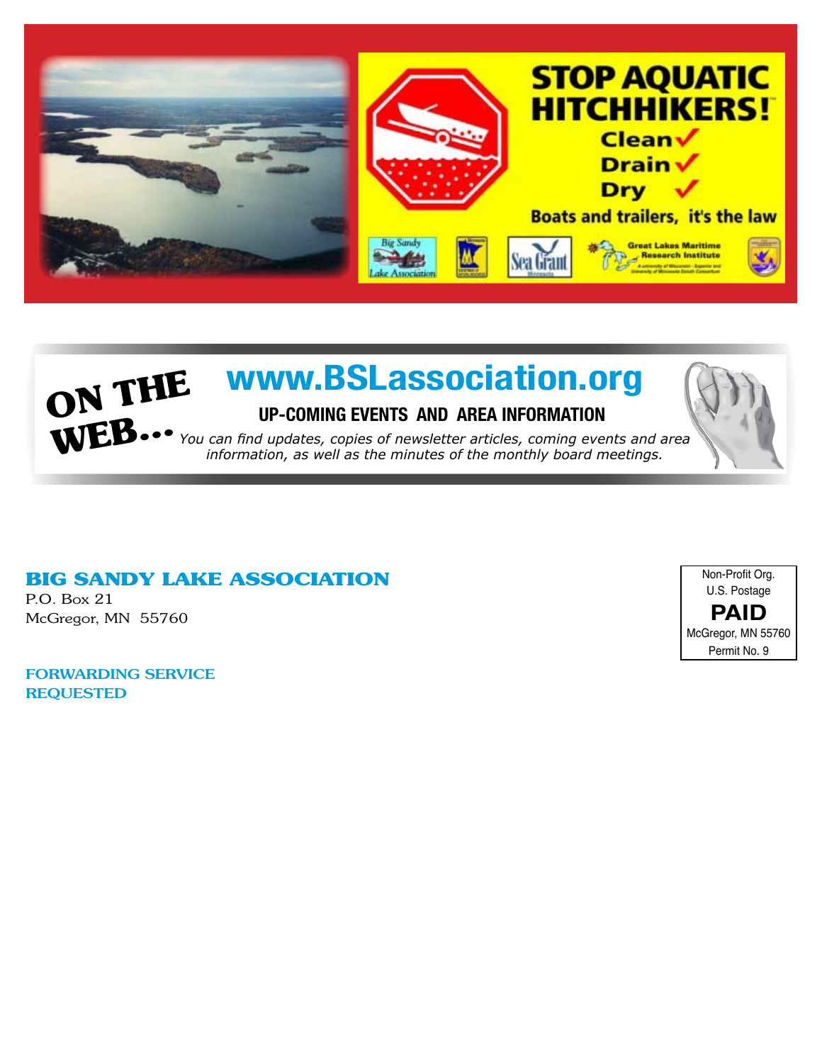**STOP AQUATIC HITCHHIKERS!**

Clean ✓

Drain ✓

Dry ✓

Boats and trailers, it's the law

Big Sandy Lake Association

Sea Grant Minnesota

Great Lakes Maritime Research Institute

A university of Wisconsin - Superior and University of Minnesota Duluth Consortium

## ON THE WEB...

# www.BSLassociation.org

### UP-COMING EVENTS AND AREA INFORMATION

*You can find updates, copies of newsletter articles, coming events and area information, as well as the minutes of the monthly board meetings.*

**BIG SANDY LAKE ASSOCIATION**
P.O. Box 21
McGregor, MN 55760

Non-Profit Org.
U.S. Postage
**PAID**
McGregor, MN 55760
Permit No. 9

**FORWARDING SERVICE REQUESTED**